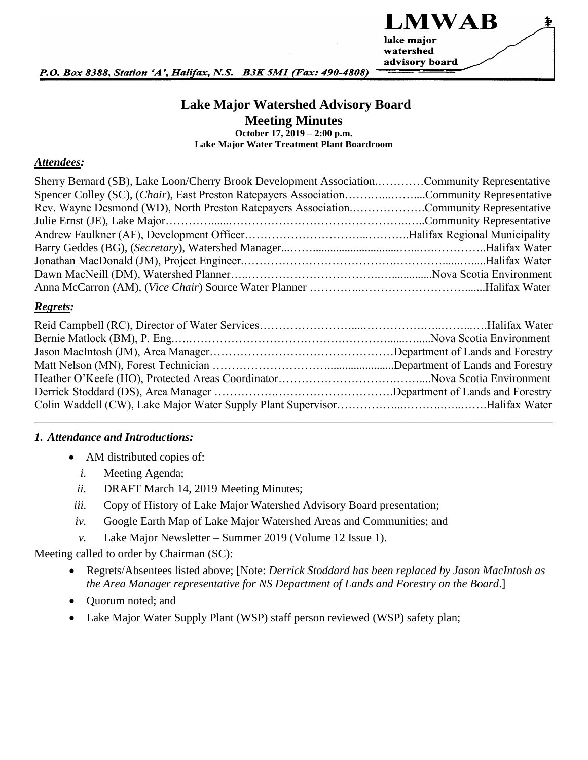LMWAB

lake major watershed advisory board

*P.O. Box 8388, Station 'A', Halifax, N.S. B3K 5M1 (Fax: 490-4808)*

# Lake Major Watershed Advisory Board
## Meeting Minutes

**October 17, 2019 – 2:00 p.m.**
**Lake Major Water Treatment Plant Boardroom**

### ***Attendees:***

Sherry Bernard (SB), Lake Loon/Cherry Brook Development Association…………Community Representative
Spencer Colley (SC), (*Chair*), East Preston Ratepayers Association……………....Community Representative
Rev. Wayne Desmond (WD), North Preston Ratepayers Association.………………Community Representative
Julie Ernst (JE), Lake Major………………………………………………………..Community Representative
Andrew Faulkner (AF), Development Officer…………………………………..Halifax Regional Municipality
Barry Geddes (BG), (*Secretary*), Watershed Manager……………………………………..Halifax Water
Jonathan MacDonald (JM), Project Engineer……………………………………………….Halifax Water
Dawn MacNeill (DM), Watershed Planner…………………………………...Nova Scotia Environment
Anna McCarron (AM), (*Vice Chair*) Source Water Planner ………………………………..Halifax Water

### ***Regrets:***

Reid Campbell (RC), Director of Water Services………………………………………….Halifax Water
Bernie Matlock (BM), P. Eng.…………………………………………………….Nova Scotia Environment
Jason MacIntosh (JM), Area Manager…………………………………Department of Lands and Forestry
Matt Nelson (MN), Forest Technician …………………………………Department of Lands and Forestry
Heather O'Keefe (HO), Protected Areas Coordinator……………………………...Nova Scotia Environment
Derrick Stoddard (DS), Area Manager ……………………………………Department of Lands and Forestry
Colin Waddell (CW), Lake Major Water Supply Plant Supervisor…………………………….Halifax Water

---

### *1. Attendance and Introductions:*

- AM distributed copies of:
  - *i.* Meeting Agenda;
  - *ii.* DRAFT March 14, 2019 Meeting Minutes;
  - *iii.* Copy of History of Lake Major Watershed Advisory Board presentation;
  - *iv.* Google Earth Map of Lake Major Watershed Areas and Communities; and
  - *v.* Lake Major Newsletter – Summer 2019 (Volume 12 Issue 1).

<u>Meeting called to order by Chairman (SC):</u>

- Regrets/Absentees listed above; [Note: *Derrick Stoddard has been replaced by Jason MacIntosh as the Area Manager representative for NS Department of Lands and Forestry on the Board*.]
- Quorum noted; and
- Lake Major Water Supply Plant (WSP) staff person reviewed (WSP) safety plan;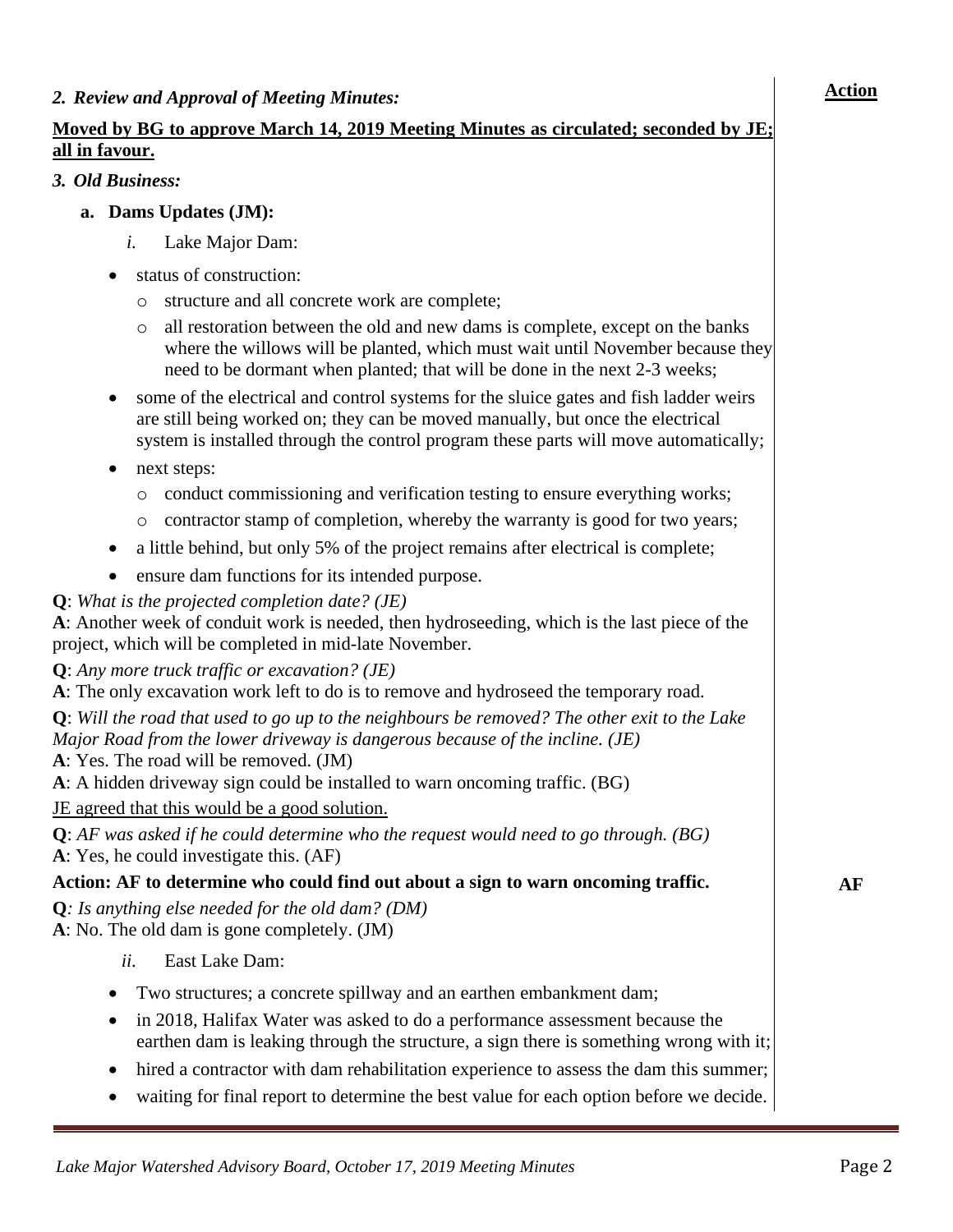*2. Review and Approval of Meeting Minutes:*

**Moved by BG to approve March 14, 2019 Meeting Minutes as circulated; seconded by JE; all in favour.**

*3. Old Business:*

**a. Dams Updates (JM):**

*i.* Lake Major Dam:

- status of construction:
  - structure and all concrete work are complete;
  - all restoration between the old and new dams is complete, except on the banks where the willows will be planted, which must wait until November because they need to be dormant when planted; that will be done in the next 2-3 weeks;
- some of the electrical and control systems for the sluice gates and fish ladder weirs are still being worked on; they can be moved manually, but once the electrical system is installed through the control program these parts will move automatically;
- next steps:
  - conduct commissioning and verification testing to ensure everything works;
  - contractor stamp of completion, whereby the warranty is good for two years;
- a little behind, but only 5% of the project remains after electrical is complete;
- ensure dam functions for its intended purpose.

**Q**: *What is the projected completion date? (JE)*
**A**: Another week of conduit work is needed, then hydroseeding, which is the last piece of the project, which will be completed in mid-late November.

**Q**: *Any more truck traffic or excavation? (JE)*
**A**: The only excavation work left to do is to remove and hydroseed the temporary road.

**Q**: *Will the road that used to go up to the neighbours be removed? The other exit to the Lake Major Road from the lower driveway is dangerous because of the incline. (JE)*
**A**: Yes. The road will be removed. (JM)
**A**: A hidden driveway sign could be installed to warn oncoming traffic. (BG)

JE agreed that this would be a good solution.

**Q**: *AF was asked if he could determine who the request would need to go through. (BG)*
**A**: Yes, he could investigate this. (AF)

**Action: AF to determine who could find out about a sign to warn oncoming traffic.** — **Action: AF**

**Q**: *Is anything else needed for the old dam? (DM)*
**A**: No. The old dam is gone completely. (JM)

*ii.* East Lake Dam:

- Two structures; a concrete spillway and an earthen embankment dam;
- in 2018, Halifax Water was asked to do a performance assessment because the earthen dam is leaking through the structure, a sign there is something wrong with it;
- hired a contractor with dam rehabilitation experience to assess the dam this summer;
- waiting for final report to determine the best value for each option before we decide.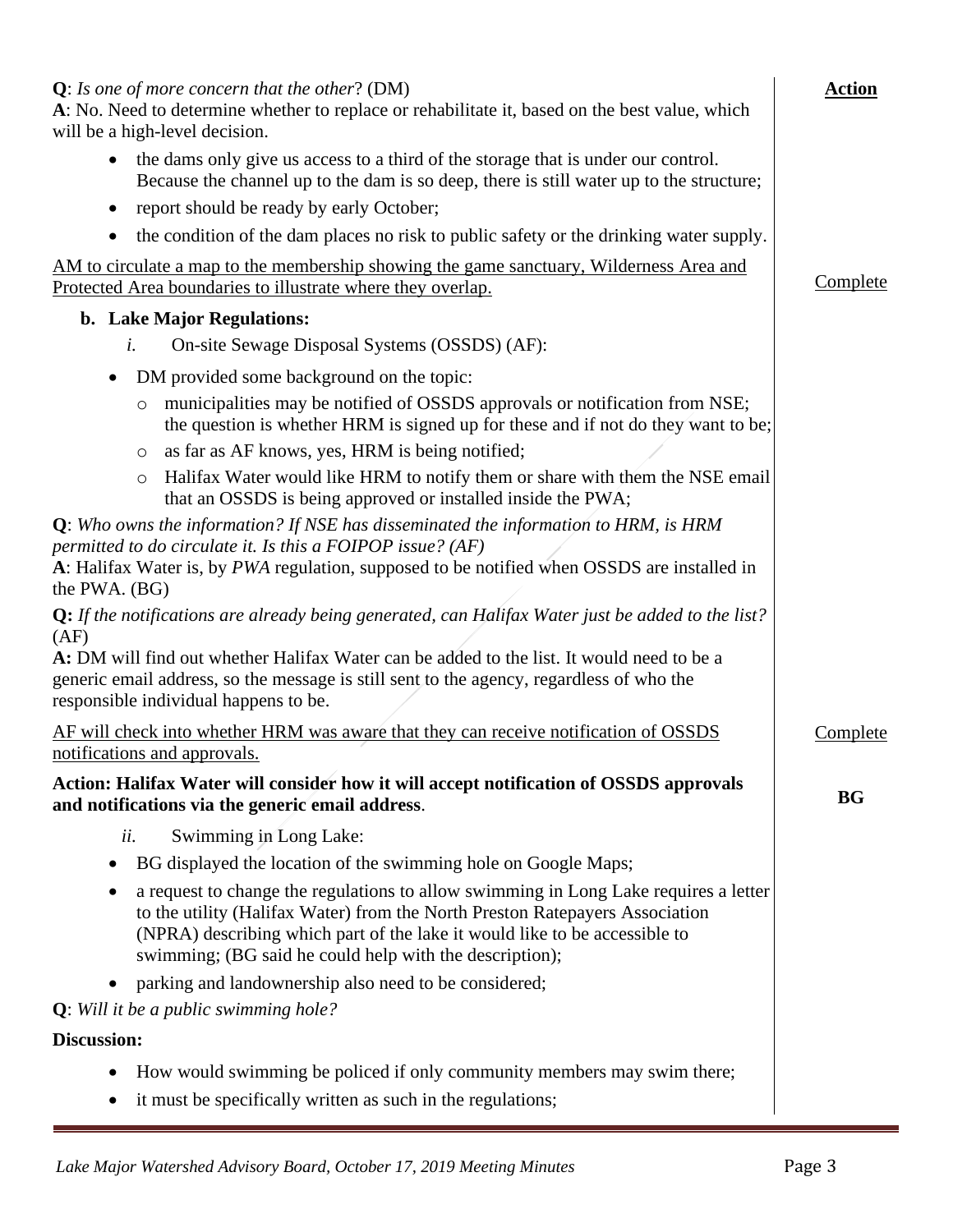**Q**: *Is one of more concern that the other*? (DM)
**A**: No. Need to determine whether to replace or rehabilitate it, based on the best value, which will be a high-level decision.

- the dams only give us access to a third of the storage that is under our control. Because the channel up to the dam is so deep, there is still water up to the structure;
- report should be ready by early October;
- the condition of the dam places no risk to public safety or the drinking water supply.

<u>AM to circulate a map to the membership showing the game sanctuary, Wilderness Area and Protected Area boundaries to illustrate where they overlap.</u> — **Action:** <u>Complete</u>

**b. Lake Major Regulations:**

*i.* On-site Sewage Disposal Systems (OSSDS) (AF):

- DM provided some background on the topic:
  - municipalities may be notified of OSSDS approvals or notification from NSE; the question is whether HRM is signed up for these and if not do they want to be;
  - as far as AF knows, yes, HRM is being notified;
  - Halifax Water would like HRM to notify them or share with them the NSE email that an OSSDS is being approved or installed inside the PWA;

**Q**: *Who owns the information? If NSE has disseminated the information to HRM, is HRM permitted to do circulate it. Is this a FOIPOP issue? (AF)*
**A**: Halifax Water is, by *PWA* regulation, supposed to be notified when OSSDS are installed in the PWA. (BG)

**Q:** *If the notifications are already being generated, can Halifax Water just be added to the list?* (AF)
**A:** DM will find out whether Halifax Water can be added to the list. It would need to be a generic email address, so the message is still sent to the agency, regardless of who the responsible individual happens to be.

<u>AF will check into whether HRM was aware that they can receive notification of OSSDS notifications and approvals.</u> — **Action:** <u>Complete</u>

**Action: Halifax Water will consider how it will accept notification of OSSDS approvals and notifications via the generic email address**. — **Action:** **BG**

*ii.* Swimming in Long Lake:

- BG displayed the location of the swimming hole on Google Maps;
- a request to change the regulations to allow swimming in Long Lake requires a letter to the utility (Halifax Water) from the North Preston Ratepayers Association (NPRA) describing which part of the lake it would like to be accessible to swimming; (BG said he could help with the description);
- parking and landownership also need to be considered;

**Q**: *Will it be a public swimming hole?*

**Discussion:**

- How would swimming be policed if only community members may swim there;
- it must be specifically written as such in the regulations;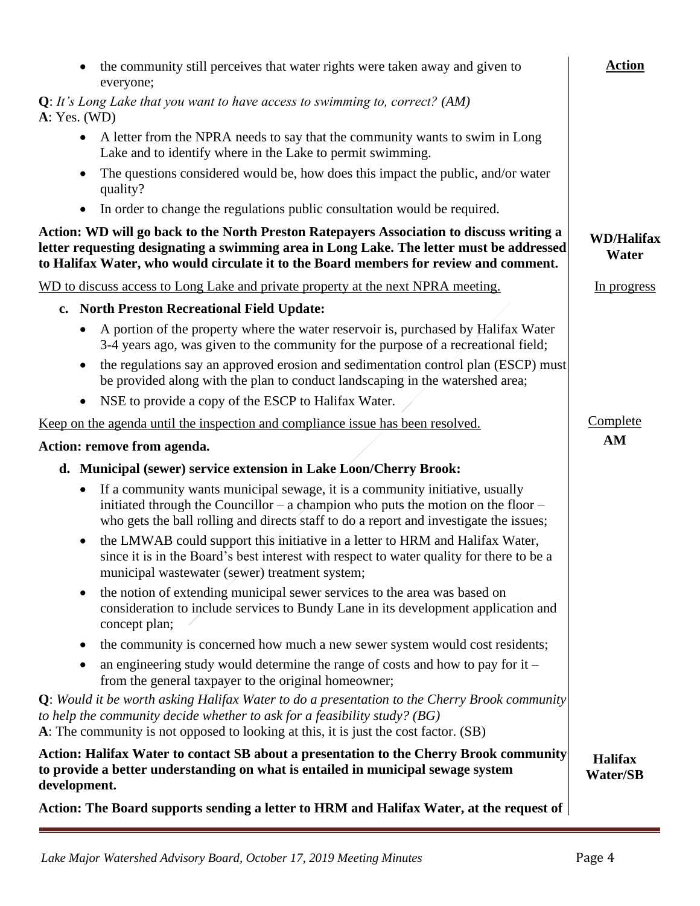- the community still perceives that water rights were taken away and given to everyone;

**Action**

**Q**: *It's Long Lake that you want to have access to swimming to, correct? (AM)*
**A**: Yes. (WD)

- A letter from the NPRA needs to say that the community wants to swim in Long Lake and to identify where in the Lake to permit swimming.
- The questions considered would be, how does this impact the public, and/or water quality?
- In order to change the regulations public consultation would be required.

**Action: WD will go back to the North Preston Ratepayers Association to discuss writing a letter requesting designating a swimming area in Long Lake. The letter must be addressed to Halifax Water, who would circulate it to the Board members for review and comment.** — **WD/Halifax Water**

WD to discuss access to Long Lake and private property at the next NPRA meeting. — In progress

**c. North Preston Recreational Field Update:**

- A portion of the property where the water reservoir is, purchased by Halifax Water 3-4 years ago, was given to the community for the purpose of a recreational field;
- the regulations say an approved erosion and sedimentation control plan (ESCP) must be provided along with the plan to conduct landscaping in the watershed area;
- NSE to provide a copy of the ESCP to Halifax Water.

Keep on the agenda until the inspection and compliance issue has been resolved. — Complete

**Action: remove from agenda.** — **AM**

**d. Municipal (sewer) service extension in Lake Loon/Cherry Brook:**

- If a community wants municipal sewage, it is a community initiative, usually initiated through the Councillor – a champion who puts the motion on the floor – who gets the ball rolling and directs staff to do a report and investigate the issues;
- the LMWAB could support this initiative in a letter to HRM and Halifax Water, since it is in the Board's best interest with respect to water quality for there to be a municipal wastewater (sewer) treatment system;
- the notion of extending municipal sewer services to the area was based on consideration to include services to Bundy Lane in its development application and concept plan;
- the community is concerned how much a new sewer system would cost residents;
- an engineering study would determine the range of costs and how to pay for it – from the general taxpayer to the original homeowner;

**Q**: *Would it be worth asking Halifax Water to do a presentation to the Cherry Brook community to help the community decide whether to ask for a feasibility study? (BG)*
**A**: The community is not opposed to looking at this, it is just the cost factor. (SB)

**Action: Halifax Water to contact SB about a presentation to the Cherry Brook community to provide a better understanding on what is entailed in municipal sewage system development.** — **Halifax Water/SB**

**Action: The Board supports sending a letter to HRM and Halifax Water, at the request of**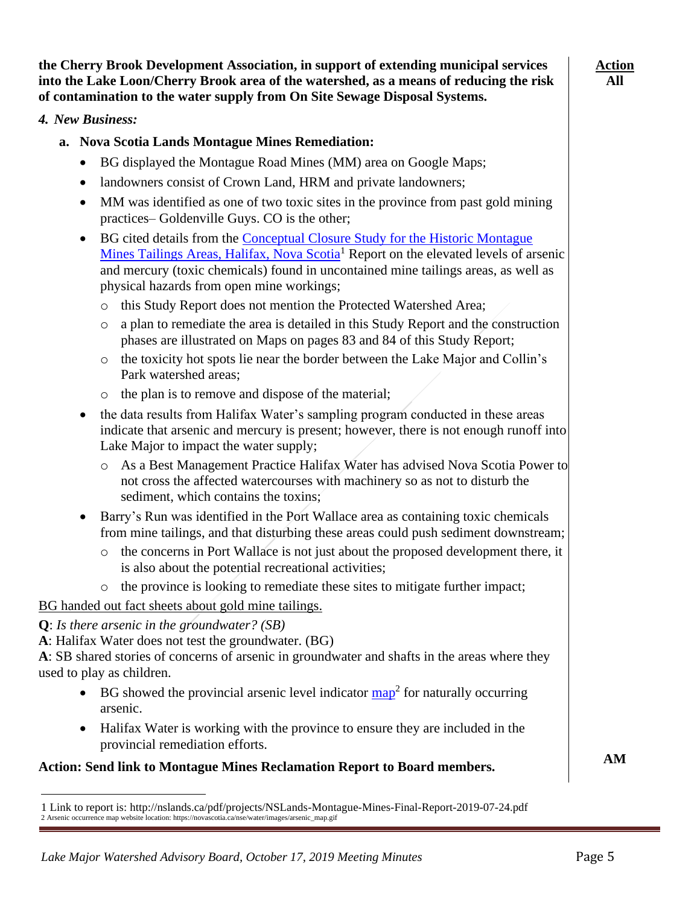**the Cherry Brook Development Association, in support of extending municipal services into the Lake Loon/Cherry Brook area of the watershed, as a means of reducing the risk of contamination to the water supply from On Site Sewage Disposal Systems.**

**Action All**

### *4. New Business:*

**a. Nova Scotia Lands Montague Mines Remediation:**

- BG displayed the Montague Road Mines (MM) area on Google Maps;
- landowners consist of Crown Land, HRM and private landowners;
- MM was identified as one of two toxic sites in the province from past gold mining practices– Goldenville Guys. CO is the other;
- BG cited details from the Conceptual Closure Study for the Historic Montague Mines Tailings Areas, Halifax, Nova Scotia[1] Report on the elevated levels of arsenic and mercury (toxic chemicals) found in uncontained mine tailings areas, as well as physical hazards from open mine workings;
  - this Study Report does not mention the Protected Watershed Area;
  - a plan to remediate the area is detailed in this Study Report and the construction phases are illustrated on Maps on pages 83 and 84 of this Study Report;
  - the toxicity hot spots lie near the border between the Lake Major and Collin's Park watershed areas;
  - the plan is to remove and dispose of the material;
- the data results from Halifax Water's sampling program conducted in these areas indicate that arsenic and mercury is present; however, there is not enough runoff into Lake Major to impact the water supply;
  - As a Best Management Practice Halifax Water has advised Nova Scotia Power to not cross the affected watercourses with machinery so as not to disturb the sediment, which contains the toxins;
- Barry's Run was identified in the Port Wallace area as containing toxic chemicals from mine tailings, and that disturbing these areas could push sediment downstream;
  - the concerns in Port Wallace is not just about the proposed development there, it is also about the potential recreational activities;
  - the province is looking to remediate these sites to mitigate further impact;

BG handed out fact sheets about gold mine tailings.

**Q**: *Is there arsenic in the groundwater? (SB)*
**A**: Halifax Water does not test the groundwater. (BG)
**A**: SB shared stories of concerns of arsenic in groundwater and shafts in the areas where they used to play as children.

- BG showed the provincial arsenic level indicator map[2] for naturally occurring arsenic.
- Halifax Water is working with the province to ensure they are included in the provincial remediation efforts.

**Action: Send link to Montague Mines Reclamation Report to Board members.** **AM**

---

1 Link to report is: http://nslands.ca/pdf/projects/NSLands-Montague-Mines-Final-Report-2019-07-24.pdf
2 Arsenic occurrence map website location: https://novascotia.ca/nse/water/images/arsenic_map.gif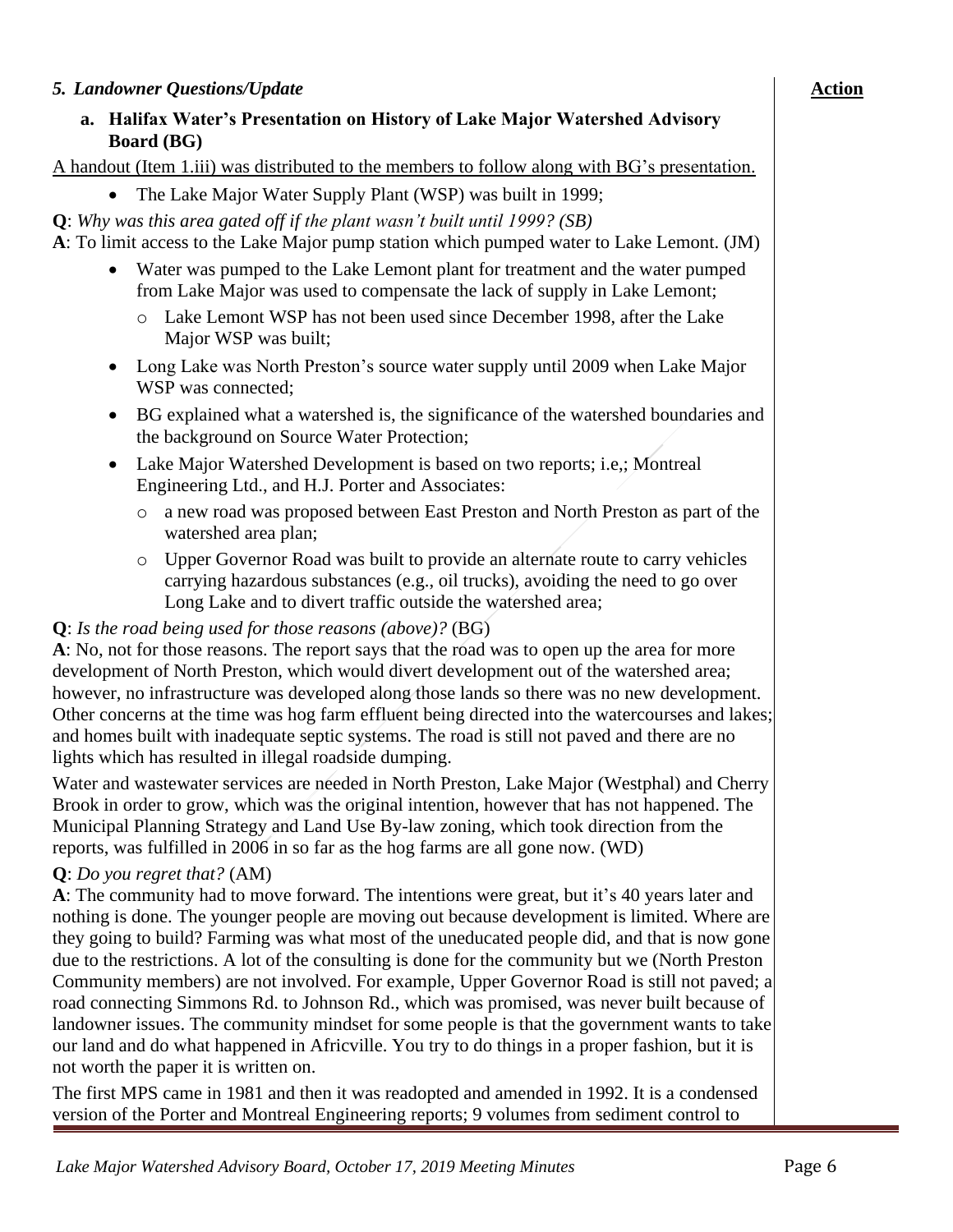### *5. Landowner Questions/Update*

**Action**

**a. Halifax Water's Presentation on History of Lake Major Watershed Advisory Board (BG)**

A handout (Item 1.iii) was distributed to the members to follow along with BG's presentation.

- The Lake Major Water Supply Plant (WSP) was built in 1999;

**Q**: *Why was this area gated off if the plant wasn't built until 1999? (SB)*
**A**: To limit access to the Lake Major pump station which pumped water to Lake Lemont. (JM)

- Water was pumped to the Lake Lemont plant for treatment and the water pumped from Lake Major was used to compensate the lack of supply in Lake Lemont;
  - Lake Lemont WSP has not been used since December 1998, after the Lake Major WSP was built;
- Long Lake was North Preston's source water supply until 2009 when Lake Major WSP was connected;
- BG explained what a watershed is, the significance of the watershed boundaries and the background on Source Water Protection;
- Lake Major Watershed Development is based on two reports; i.e,; Montreal Engineering Ltd., and H.J. Porter and Associates:
  - a new road was proposed between East Preston and North Preston as part of the watershed area plan;
  - Upper Governor Road was built to provide an alternate route to carry vehicles carrying hazardous substances (e.g., oil trucks), avoiding the need to go over Long Lake and to divert traffic outside the watershed area;

**Q**: *Is the road being used for those reasons (above)?* (BG)
**A**: No, not for those reasons. The report says that the road was to open up the area for more development of North Preston, which would divert development out of the watershed area; however, no infrastructure was developed along those lands so there was no new development. Other concerns at the time was hog farm effluent being directed into the watercourses and lakes; and homes built with inadequate septic systems. The road is still not paved and there are no lights which has resulted in illegal roadside dumping.

Water and wastewater services are needed in North Preston, Lake Major (Westphal) and Cherry Brook in order to grow, which was the original intention, however that has not happened. The Municipal Planning Strategy and Land Use By-law zoning, which took direction from the reports, was fulfilled in 2006 in so far as the hog farms are all gone now. (WD)

**Q**: *Do you regret that?* (AM)
**A**: The community had to move forward. The intentions were great, but it's 40 years later and nothing is done. The younger people are moving out because development is limited. Where are they going to build? Farming was what most of the uneducated people did, and that is now gone due to the restrictions. A lot of the consulting is done for the community but we (North Preston Community members) are not involved. For example, Upper Governor Road is still not paved; a road connecting Simmons Rd. to Johnson Rd., which was promised, was never built because of landowner issues. The community mindset for some people is that the government wants to take our land and do what happened in Africville. You try to do things in a proper fashion, but it is not worth the paper it is written on.

The first MPS came in 1981 and then it was readopted and amended in 1992. It is a condensed version of the Porter and Montreal Engineering reports; 9 volumes from sediment control to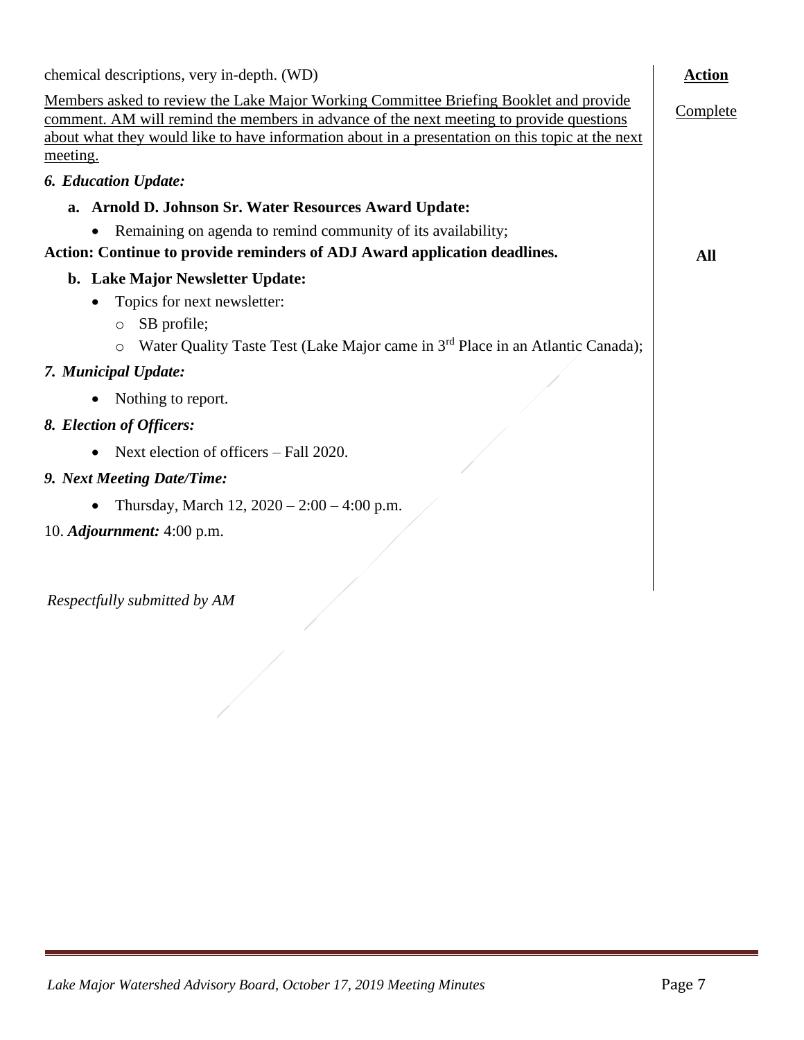chemical descriptions, very in-depth. (WD)

**Action**

Members asked to review the Lake Major Working Committee Briefing Booklet and provide comment. AM will remind the members in advance of the next meeting to provide questions about what they would like to have information about in a presentation on this topic at the next meeting. — Complete

***6. Education Update:***

**a. Arnold D. Johnson Sr. Water Resources Award Update:**

- Remaining on agenda to remind community of its availability;

**Action: Continue to provide reminders of ADJ Award application deadlines.** — **All**

**b. Lake Major Newsletter Update:**

- Topics for next newsletter:
  - SB profile;
  - Water Quality Taste Test (Lake Major came in 3rd Place in an Atlantic Canada);

***7. Municipal Update:***

- Nothing to report.

***8. Election of Officers:***

- Next election of officers – Fall 2020.

***9. Next Meeting Date/Time:***

- Thursday, March 12, 2020 – 2:00 – 4:00 p.m.

10. ***Adjournment:*** 4:00 p.m.

*Respectfully submitted by AM*